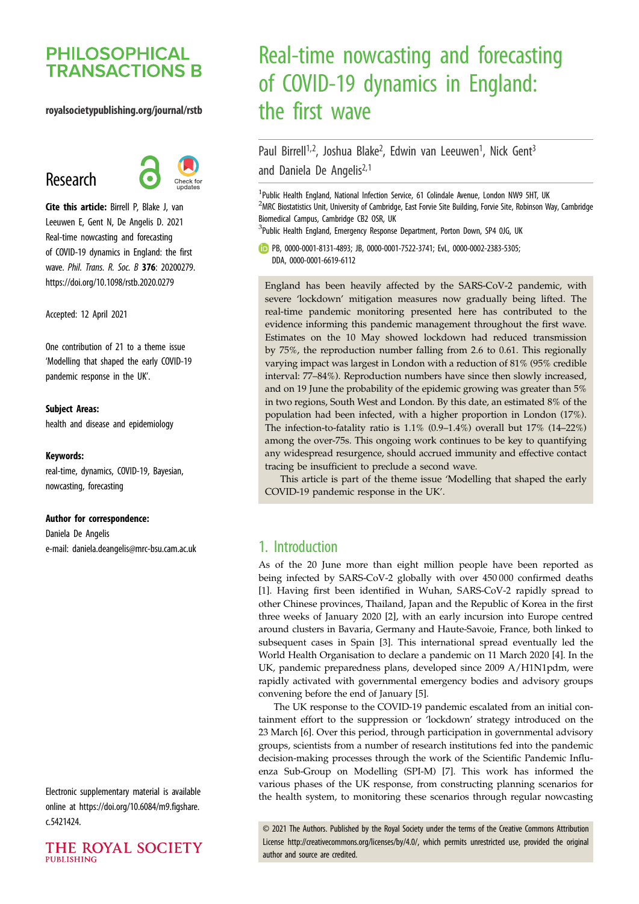# Real-time nowcasting and forecasting of COVID-19 dynamics in England: the first wave

Paul Birrell[1,2], Joshua Blake[2], Edwin van Leeuwen[1], Nick Gent[3] and Daniela De Angelis[2,1]

[1]Public Health England, National Infection Service, 61 Colindale Avenue, London NW9 5HT, UK
[2]MRC Biostatistics Unit, University of Cambridge, East Forvie Site Building, Forvie Site, Robinson Way, Cambridge Biomedical Campus, Cambridge CB2 0SR, UK
[3]Public Health England, Emergency Response Department, Porton Down, SP4 0JG, UK

PB, 0000-0001-8131-4893; JB, 0000-0001-7522-3741; EvL, 0000-0002-2383-5305; DDA, 0000-0001-6619-6112

**PHILOSOPHICAL TRANSACTIONS B**

royalsocietypublishing.org/journal/rstb

**Research**

**Cite this article:** Birrell P, Blake J, van Leeuwen E, Gent N, De Angelis D. 2021 Real-time nowcasting and forecasting of COVID-19 dynamics in England: the first wave. *Phil. Trans. R. Soc. B* **376**: 20200279. https://doi.org/10.1098/rstb.2020.0279

Accepted: 12 April 2021

One contribution of 21 to a theme issue 'Modelling that shaped the early COVID-19 pandemic response in the UK'.

**Subject Areas:**

health and disease and epidemiology

**Keywords:**

real-time, dynamics, COVID-19, Bayesian, nowcasting, forecasting

**Author for correspondence:**

Daniela De Angelis

e-mail: daniela.deangelis@mrc-bsu.cam.ac.uk

Electronic supplementary material is available online at https://doi.org/10.6084/m9.figshare.c.5421424.

England has been heavily affected by the SARS-CoV-2 pandemic, with severe 'lockdown' mitigation measures now gradually being lifted. The real-time pandemic monitoring presented here has contributed to the evidence informing this pandemic management throughout the first wave. Estimates on the 10 May showed lockdown had reduced transmission by 75%, the reproduction number falling from 2.6 to 0.61. This regionally varying impact was largest in London with a reduction of 81% (95% credible interval: 77–84%). Reproduction numbers have since then slowly increased, and on 19 June the probability of the epidemic growing was greater than 5% in two regions, South West and London. By this date, an estimated 8% of the population had been infected, with a higher proportion in London (17%). The infection-to-fatality ratio is 1.1% (0.9–1.4%) overall but 17% (14–22%) among the over-75s. This ongoing work continues to be key to quantifying any widespread resurgence, should accrued immunity and effective contact tracing be insufficient to preclude a second wave.

This article is part of the theme issue 'Modelling that shaped the early COVID-19 pandemic response in the UK'.

## 1. Introduction

As of the 20 June more than eight million people have been reported as being infected by SARS-CoV-2 globally with over 450 000 confirmed deaths [1]. Having first been identified in Wuhan, SARS-CoV-2 rapidly spread to other Chinese provinces, Thailand, Japan and the Republic of Korea in the first three weeks of January 2020 [2], with an early incursion into Europe centred around clusters in Bavaria, Germany and Haute-Savoie, France, both linked to subsequent cases in Spain [3]. This international spread eventually led the World Health Organisation to declare a pandemic on 11 March 2020 [4]. In the UK, pandemic preparedness plans, developed since 2009 A/H1N1pdm, were rapidly activated with governmental emergency bodies and advisory groups convening before the end of January [5].

The UK response to the COVID-19 pandemic escalated from an initial containment effort to the suppression or 'lockdown' strategy introduced on the 23 March [6]. Over this period, through participation in governmental advisory groups, scientists from a number of research institutions fed into the pandemic decision-making processes through the work of the Scientific Pandemic Influenza Sub-Group on Modelling (SPI-M) [7]. This work has informed the various phases of the UK response, from constructing planning scenarios for the health system, to monitoring these scenarios through regular nowcasting

© 2021 The Authors. Published by the Royal Society under the terms of the Creative Commons Attribution License http://creativecommons.org/licenses/by/4.0/, which permits unrestricted use, provided the original author and source are credited.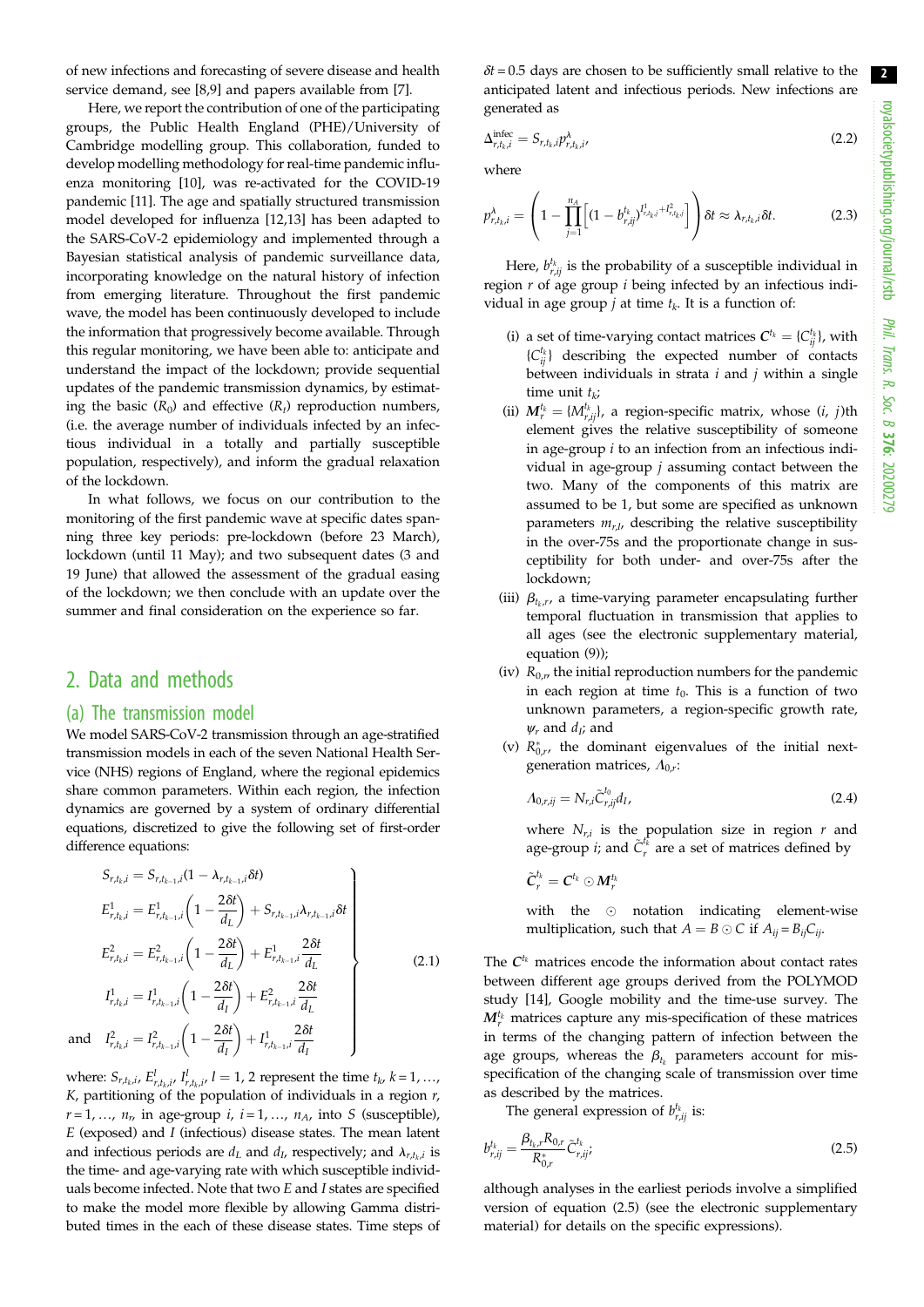of new infections and forecasting of severe disease and health service demand, see [8,9] and papers available from [7].

Here, we report the contribution of one of the participating groups, the Public Health England (PHE)/University of Cambridge modelling group. This collaboration, funded to develop modelling methodology for real-time pandemic influenza monitoring [10], was re-activated for the COVID-19 pandemic [11]. The age and spatially structured transmission model developed for influenza [12,13] has been adapted to the SARS-CoV-2 epidemiology and implemented through a Bayesian statistical analysis of pandemic surveillance data, incorporating knowledge on the natural history of infection from emerging literature. Throughout the first pandemic wave, the model has been continuously developed to include the information that progressively become available. Through this regular monitoring, we have been able to: anticipate and understand the impact of the lockdown; provide sequential updates of the pandemic transmission dynamics, by estimating the basic ($R_0$) and effective ($R_t$) reproduction numbers, (i.e. the average number of individuals infected by an infectious individual in a totally and partially susceptible population, respectively), and inform the gradual relaxation of the lockdown.

In what follows, we focus on our contribution to the monitoring of the first pandemic wave at specific dates spanning three key periods: pre-lockdown (before 23 March), lockdown (until 11 May); and two subsequent dates (3 and 19 June) that allowed the assessment of the gradual easing of the lockdown; we then conclude with an update over the summer and final consideration on the experience so far.

## 2. Data and methods

### (a) The transmission model

We model SARS-CoV-2 transmission through an age-stratified transmission models in each of the seven National Health Service (NHS) regions of England, where the regional epidemics share common parameters. Within each region, the infection dynamics are governed by a system of ordinary differential equations, discretized to give the following set of first-order difference equations:

$$
\left.
\begin{aligned}
S_{r,t_k,i} &= S_{r,t_{k-1},i}(1 - \lambda_{r,t_{k-1},i}\delta t)\\
E^1_{r,t_k,i} &= E^1_{r,t_{k-1},i}\left(1 - \frac{2\delta t}{d_L}\right) + S_{r,t_{k-1},i}\lambda_{r,t_{k-1},i}\delta t\\
E^2_{r,t_k,i} &= E^2_{r,t_{k-1},i}\left(1 - \frac{2\delta t}{d_L}\right) + E^1_{r,t_{k-1},i}\frac{2\delta t}{d_L}\\
I^1_{r,t_k,i} &= I^1_{r,t_{k-1},i}\left(1 - \frac{2\delta t}{d_I}\right) + E^2_{r,t_{k-1},i}\frac{2\delta t}{d_L}\\
\text{and}\quad I^2_{r,t_k,i} &= I^2_{r,t_{k-1},i}\left(1 - \frac{2\delta t}{d_I}\right) + I^1_{r,t_{k-1},i}\frac{2\delta t}{d_I}
\end{aligned}
\right\}
\tag{2.1}
$$

where: $S_{r,t_k,i}$, $E^l_{r,t_k,i}$, $I^l_{r,t_k,i}$, $l = 1, 2$ represent the time $t_k$, $k = 1, \ldots, K$, partitioning of the population of individuals in a region $r$, $r = 1, \ldots, n_r$, in age-group $i$, $i = 1, \ldots, n_A$, into $S$ (susceptible), $E$ (exposed) and $I$ (infectious) disease states. The mean latent and infectious periods are $d_L$ and $d_I$, respectively; and $\lambda_{r,t_k,i}$ is the time- and age-varying rate with which susceptible individuals become infected. Note that two $E$ and $I$ states are specified to make the model more flexible by allowing Gamma distributed times in the each of these disease states. Time steps of $\delta t = 0.5$ days are chosen to be sufficiently small relative to the anticipated latent and infectious periods. New infections are generated as

$$
\Delta^{\text{infec}}_{r,t_k,i} = S_{r,t_k,i}\, p^{\lambda}_{r,t_k,i}, \tag{2.2}
$$

where

$$
p^{\lambda}_{r,t_k,i} = \left(1 - \prod_{j=1}^{n_A}\left[\left(1 - b^{t_k}_{r,ij}\right)^{I^1_{r,t_k,j} + I^2_{r,t_k,j}}\right]\right)\delta t \approx \lambda_{r,t_k,i}\delta t. \tag{2.3}
$$

Here, $b^{t_k}_{r,ij}$ is the probability of a susceptible individual in region $r$ of age group $i$ being infected by an infectious individual in age group $j$ at time $t_k$. It is a function of:

- (i) a set of time-varying contact matrices $\boldsymbol{C}^{t_k} = \{C^{t_k}_{ij}\}$, with $\{C^{t_k}_{ij}\}$ describing the expected number of contacts between individuals in strata $i$ and $j$ within a single time unit $t_k$;
- (ii) $\boldsymbol{M}^{t_k}_r = \{M^{t_k}_{r,ij}\}$, a region-specific matrix, whose $(i, j)$th element gives the relative susceptibility of someone in age-group $i$ to an infection from an infectious individual in age-group $j$ assuming contact between the two. Many of the components of this matrix are assumed to be 1, but some are specified as unknown parameters $m_{r,l}$, describing the relative susceptibility in the over-75s and the proportionate change in susceptibility for both under- and over-75s after the lockdown;
- (iii) $\beta_{t_k,r}$, a time-varying parameter encapsulating further temporal fluctuation in transmission that applies to all ages (see the electronic supplementary material, equation (9));
- (iv) $R_{0,r}$, the initial reproduction numbers for the pandemic in each region at time $t_0$. This is a function of two unknown parameters, a region-specific growth rate, $\psi_r$ and $d_I$; and
- (v) $R^*_{0,r}$, the dominant eigenvalues of the initial next-generation matrices, $\Lambda_{0,r}$:

$$
\Lambda_{0,r,ij} = N_{r,i}\tilde{C}^{t_0}_{r,ij}d_I, \tag{2.4}
$$

where $N_{r,i}$ is the population size in region $r$ and age-group $i$; and $\tilde{C}^{t_k}_r$ are a set of matrices defined by

$$
\tilde{\boldsymbol{C}}^{t_k}_r = \boldsymbol{C}^{t_k} \odot \boldsymbol{M}^{t_k}_r
$$

with the $\odot$ notation indicating element-wise multiplication, such that $A = B \odot C$ if $A_{ij} = B_{ij}C_{ij}$.

The $\boldsymbol{C}^{t_k}$ matrices encode the information about contact rates between different age groups derived from the POLYMOD study [14], Google mobility and the time-use survey. The $\boldsymbol{M}^{t_k}_r$ matrices capture any mis-specification of these matrices in terms of the changing pattern of infection between the age groups, whereas the $\beta_{t_k}$ parameters account for mis-specification of the changing scale of transmission over time as described by the matrices.

The general expression of $b^{t_k}_{r,ij}$ is:

$$
b^{t_k}_{r,ij} = \frac{\beta_{t_k,r}R_{0,r}}{R^*_{0,r}}\tilde{C}^{t_k}_{r,ij}, \tag{2.5}
$$

although analyses in the earliest periods involve a simplified version of equation (2.5) (see the electronic supplementary material) for details on the specific expressions).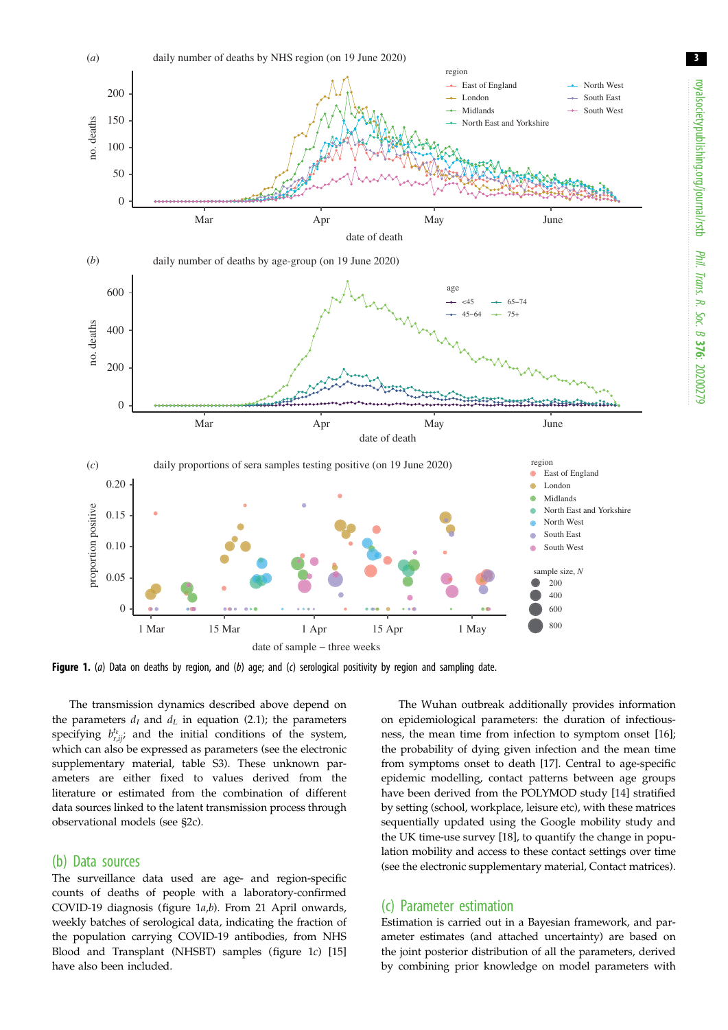**Figure 1.** (*a*) Data on deaths by region, and (*b*) age; and (*c*) serological positivity by region and sampling date.

The transmission dynamics described above depend on the parameters $d_I$ and $d_L$ in equation (2.1); the parameters specifying $b^{t_k}_{r,ij}$; and the initial conditions of the system, which can also be expressed as parameters (see the electronic supplementary material, table S3). These unknown parameters are either fixed to values derived from the literature or estimated from the combination of different data sources linked to the latent transmission process through observational models (see §2c).

## (b) Data sources

The surveillance data used are age- and region-specific counts of deaths of people with a laboratory-confirmed COVID-19 diagnosis (figure 1*a*,*b*). From 21 April onwards, weekly batches of serological data, indicating the fraction of the population carrying COVID-19 antibodies, from NHS Blood and Transplant (NHSBT) samples (figure 1*c*) [15] have also been included.

The Wuhan outbreak additionally provides information on epidemiological parameters: the duration of infectiousness, the mean time from infection to symptom onset [16]; the probability of dying given infection and the mean time from symptoms onset to death [17]. Central to age-specific epidemic modelling, contact patterns between age groups have been derived from the POLYMOD study [14] stratified by setting (school, workplace, leisure etc), with these matrices sequentially updated using the Google mobility study and the UK time-use survey [18], to quantify the change in population mobility and access to these contact settings over time (see the electronic supplementary material, Contact matrices).

## (c) Parameter estimation

Estimation is carried out in a Bayesian framework, and parameter estimates (and attached uncertainty) are based on the joint posterior distribution of all the parameters, derived by combining prior knowledge on model parameters with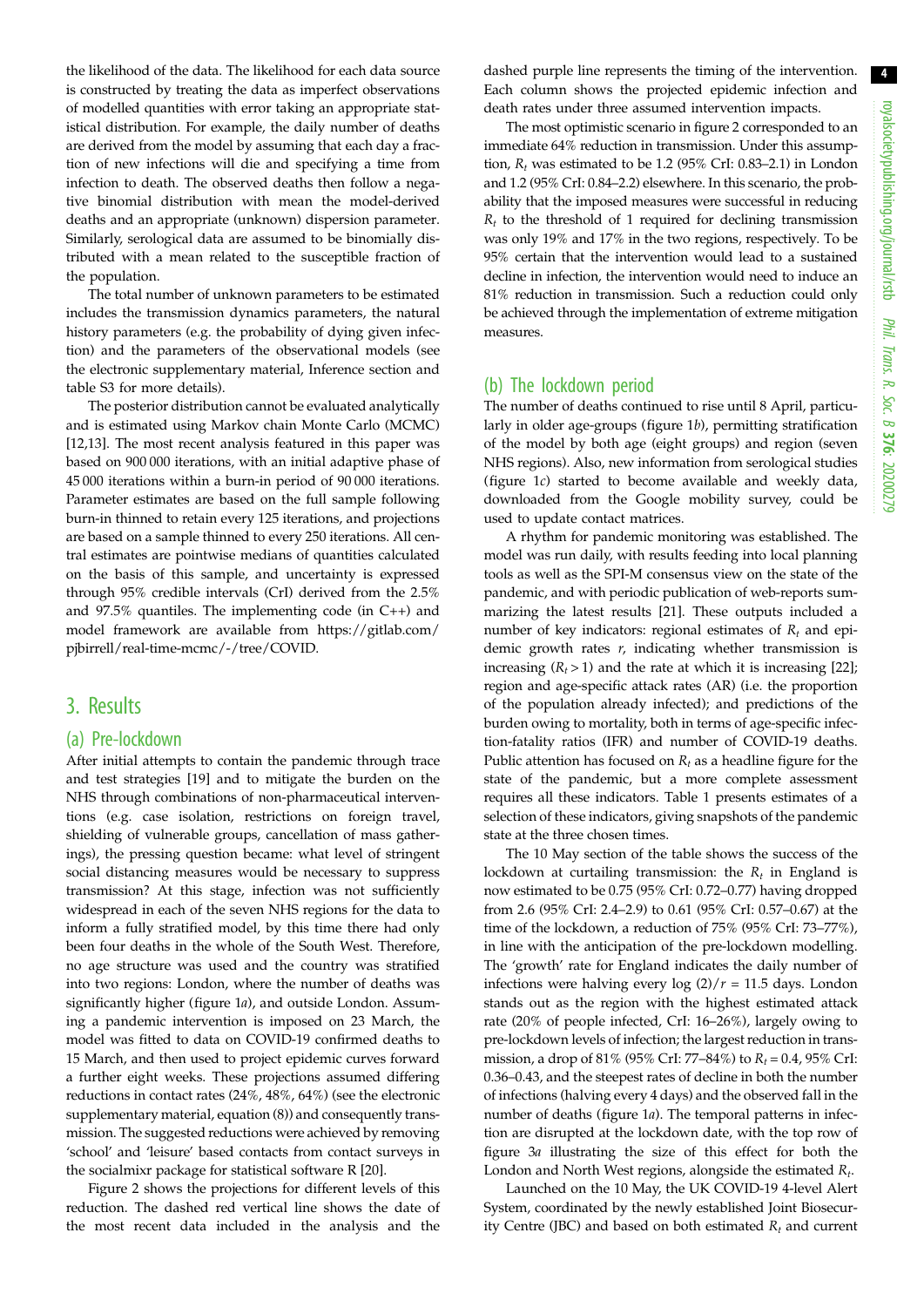the likelihood of the data. The likelihood for each data source is constructed by treating the data as imperfect observations of modelled quantities with error taking an appropriate statistical distribution. For example, the daily number of deaths are derived from the model by assuming that each day a fraction of new infections will die and specifying a time from infection to death. The observed deaths then follow a negative binomial distribution with mean the model-derived deaths and an appropriate (unknown) dispersion parameter. Similarly, serological data are assumed to be binomially distributed with a mean related to the susceptible fraction of the population.

The total number of unknown parameters to be estimated includes the transmission dynamics parameters, the natural history parameters (e.g. the probability of dying given infection) and the parameters of the observational models (see the electronic supplementary material, Inference section and table S3 for more details).

The posterior distribution cannot be evaluated analytically and is estimated using Markov chain Monte Carlo (MCMC) [12,13]. The most recent analysis featured in this paper was based on 900 000 iterations, with an initial adaptive phase of 45 000 iterations within a burn-in period of 90 000 iterations. Parameter estimates are based on the full sample following burn-in thinned to retain every 125 iterations, and projections are based on a sample thinned to every 250 iterations. All central estimates are pointwise medians of quantities calculated on the basis of this sample, and uncertainty is expressed through 95% credible intervals (CrI) derived from the 2.5% and 97.5% quantiles. The implementing code (in C++) and model framework are available from https://gitlab.com/pjbirrell/real-time-mcmc/-/tree/COVID.

# 3. Results

## (a) Pre-lockdown

After initial attempts to contain the pandemic through trace and test strategies [19] and to mitigate the burden on the NHS through combinations of non-pharmaceutical interventions (e.g. case isolation, restrictions on foreign travel, shielding of vulnerable groups, cancellation of mass gatherings), the pressing question became: what level of stringent social distancing measures would be necessary to suppress transmission? At this stage, infection was not sufficiently widespread in each of the seven NHS regions for the data to inform a fully stratified model, by this time there had only been four deaths in the whole of the South West. Therefore, no age structure was used and the country was stratified into two regions: London, where the number of deaths was significantly higher (figure 1*a*), and outside London. Assuming a pandemic intervention is imposed on 23 March, the model was fitted to data on COVID-19 confirmed deaths to 15 March, and then used to project epidemic curves forward a further eight weeks. These projections assumed differing reductions in contact rates (24%, 48%, 64%) (see the electronic supplementary material, equation (8)) and consequently transmission. The suggested reductions were achieved by removing 'school' and 'leisure' based contacts from contact surveys in the socialmixr package for statistical software R [20].

Figure 2 shows the projections for different levels of this reduction. The dashed red vertical line shows the date of the most recent data included in the analysis and the dashed purple line represents the timing of the intervention. Each column shows the projected epidemic infection and death rates under three assumed intervention impacts.

The most optimistic scenario in figure 2 corresponded to an immediate 64% reduction in transmission. Under this assumption, $R_t$ was estimated to be 1.2 (95% CrI: 0.83–2.1) in London and 1.2 (95% CrI: 0.84–2.2) elsewhere. In this scenario, the probability that the imposed measures were successful in reducing $R_t$ to the threshold of 1 required for declining transmission was only 19% and 17% in the two regions, respectively. To be 95% certain that the intervention would lead to a sustained decline in infection, the intervention would need to induce an 81% reduction in transmission. Such a reduction could only be achieved through the implementation of extreme mitigation measures.

## (b) The lockdown period

The number of deaths continued to rise until 8 April, particularly in older age-groups (figure 1*b*), permitting stratification of the model by both age (eight groups) and region (seven NHS regions). Also, new information from serological studies (figure 1*c*) started to become available and weekly data, downloaded from the Google mobility survey, could be used to update contact matrices.

A rhythm for pandemic monitoring was established. The model was run daily, with results feeding into local planning tools as well as the SPI-M consensus view on the state of the pandemic, and with periodic publication of web-reports summarizing the latest results [21]. These outputs included a number of key indicators: regional estimates of $R_t$ and epidemic growth rates $r$, indicating whether transmission is increasing ($R_t > 1$) and the rate at which it is increasing [22]; region and age-specific attack rates (AR) (i.e. the proportion of the population already infected); and predictions of the burden owing to mortality, both in terms of age-specific infection-fatality ratios (IFR) and number of COVID-19 deaths. Public attention has focused on $R_t$ as a headline figure for the state of the pandemic, but a more complete assessment requires all these indicators. Table 1 presents estimates of a selection of these indicators, giving snapshots of the pandemic state at the three chosen times.

The 10 May section of the table shows the success of the lockdown at curtailing transmission: the $R_t$ in England is now estimated to be 0.75 (95% CrI: 0.72–0.77) having dropped from 2.6 (95% CrI: 2.4–2.9) to 0.61 (95% CrI: 0.57–0.67) at the time of the lockdown, a reduction of 75% (95% CrI: 73–77%), in line with the anticipation of the pre-lockdown modelling. The 'growth' rate for England indicates the daily number of infections were halving every $\log(2)/r = 11.5$ days. London stands out as the region with the highest estimated attack rate (20% of people infected, CrI: 16–26%), largely owing to pre-lockdown levels of infection; the largest reduction in transmission, a drop of 81% (95% CrI: 77–84%) to $R_t = 0.4$, 95% CrI: 0.36–0.43, and the steepest rates of decline in both the number of infections (halving every 4 days) and the observed fall in the number of deaths (figure 1*a*). The temporal patterns in infection are disrupted at the lockdown date, with the top row of figure 3*a* illustrating the size of this effect for both the London and North West regions, alongside the estimated $R_t$.

Launched on the 10 May, the UK COVID-19 4-level Alert System, coordinated by the newly established Joint Biosecurity Centre (JBC) and based on both estimated $R_t$ and current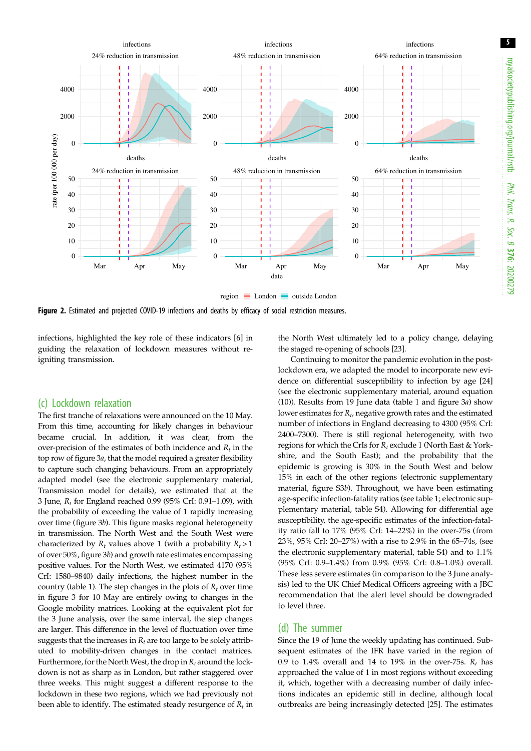**Figure 2.** Estimated and projected COVID-19 infections and deaths by efficacy of social restriction measures.

infections, highlighted the key role of these indicators [6] in guiding the relaxation of lockdown measures without re-igniting transmission.

## (c) Lockdown relaxation

The first tranche of relaxations were announced on the 10 May. From this time, accounting for likely changes in behaviour became crucial. In addition, it was clear, from the over-precision of the estimates of both incidence and $R_t$ in the top row of figure 3*a*, that the model required a greater flexibility to capture such changing behaviours. From an appropriately adapted model (see the electronic supplementary material, Transmission model for details), we estimated that at the 3 June, $R_t$ for England reached 0.99 (95% CrI: 0.91–1.09), with the probability of exceeding the value of 1 rapidly increasing over time (figure 3*b*). This figure masks regional heterogeneity in transmission. The North West and the South West were characterized by $R_t$ values above 1 (with a probability $R_t > 1$ of over 50%, figure 3*b*) and growth rate estimates encompassing positive values. For the North West, we estimated 4170 (95% CrI: 1580–9840) daily infections, the highest number in the country (table 1). The step changes in the plots of $R_t$ over time in figure 3 for 10 May are entirely owing to changes in the Google mobility matrices. Looking at the equivalent plot for the 3 June analysis, over the same interval, the step changes are larger. This difference in the level of fluctuation over time suggests that the increases in $R_t$ are too large to be solely attributed to mobility-driven changes in the contact matrices. Furthermore, for the North West, the drop in $R_t$ around the lockdown is not as sharp as in London, but rather staggered over three weeks. This might suggest a different response to the lockdown in these two regions, which we had previously not been able to identify. The estimated steady resurgence of $R_t$ in the North West ultimately led to a policy change, delaying the staged re-opening of schools [23].

Continuing to monitor the pandemic evolution in the post-lockdown era, we adapted the model to incorporate new evidence on differential susceptibility to infection by age [24] (see the electronic supplementary material, around equation (10)). Results from 19 June data (table 1 and figure 3*a*) show lower estimates for $R_t$, negative growth rates and the estimated number of infections in England decreasing to 4300 (95% CrI: 2400–7300). There is still regional heterogeneity, with two regions for which the CrIs for $R_t$ exclude 1 (North East & Yorkshire, and the South East); and the probability that the epidemic is growing is 30% in the South West and below 15% in each of the other regions (electronic supplementary material, figure S3*b*). Throughout, we have been estimating age-specific infection-fatality ratios (see table 1; electronic supplementary material, table S4). Allowing for differential age susceptibility, the age-specific estimates of the infection-fatality ratio fall to 17% (95% CrI: 14–22%) in the over-75s (from 23%, 95% CrI: 20–27%) with a rise to 2.9% in the 65–74s, (see the electronic supplementary material, table S4) and to 1.1% (95% CrI: 0.9–1.4%) from 0.9% (95% CrI: 0.8–1.0%) overall. These less severe estimates (in comparison to the 3 June analysis) led to the UK Chief Medical Officers agreeing with a JBC recommendation that the alert level should be downgraded to level three.

## (d) The summer

Since the 19 of June the weekly updating has continued. Subsequent estimates of the IFR have varied in the region of 0.9 to 1.4% overall and 14 to 19% in the over-75s. $R_t$ has approached the value of 1 in most regions without exceeding it, which, together with a decreasing number of daily infections indicates an epidemic still in decline, although local outbreaks are being increasingly detected [25]. The estimates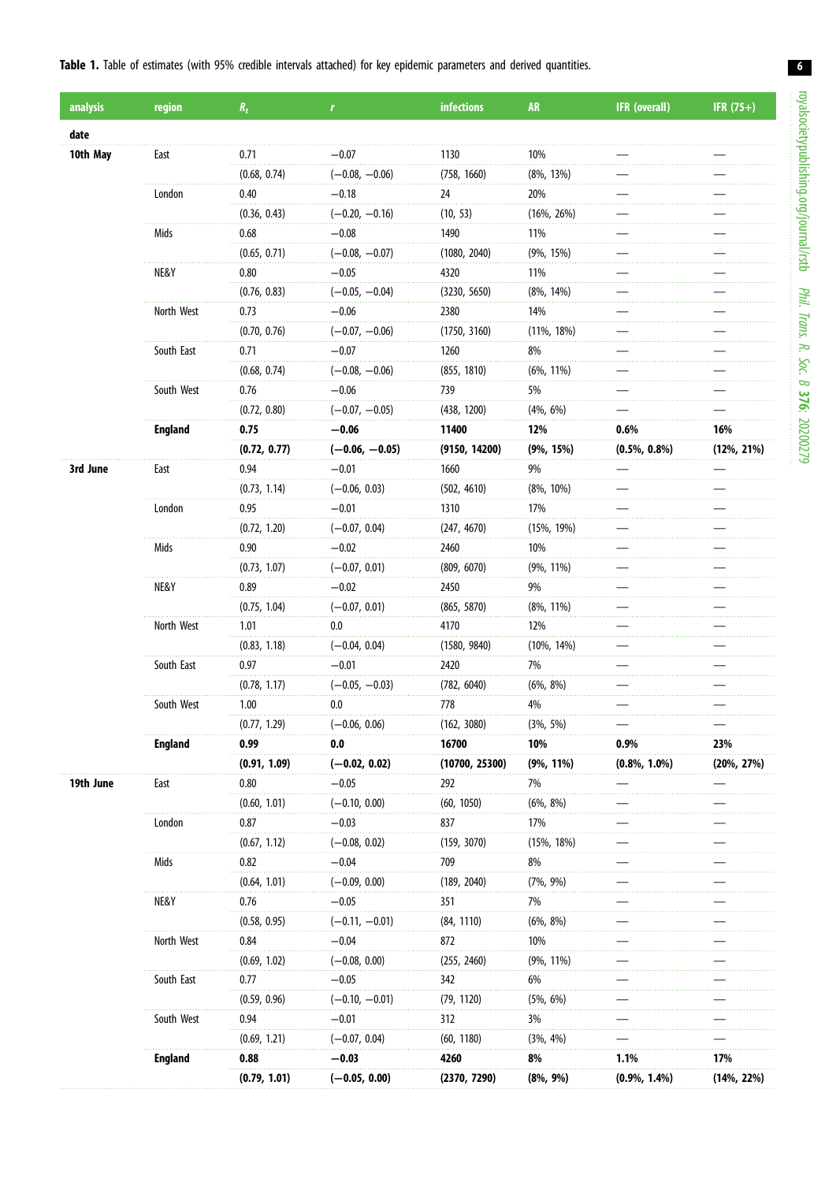**Table 1.** Table of estimates (with 95% credible intervals attached) for key epidemic parameters and derived quantities.

| analysis | region | $R_t$ | $r$ | infections | AR | IFR (overall) | IFR (75+) |
|---|---|---|---|---|---|---|---|
| **date** | | | | | | | |
| **10th May** | East | 0.71 | −0.07 | 1130 | 10% | — | — |
| | | (0.68, 0.74) | (−0.08, −0.06) | (758, 1660) | (8%, 13%) | — | — |
| | London | 0.40 | −0.18 | 24 | 20% | — | — |
| | | (0.36, 0.43) | (−0.20, −0.16) | (10, 53) | (16%, 26%) | — | — |
| | Mids | 0.68 | −0.08 | 1490 | 11% | — | — |
| | | (0.65, 0.71) | (−0.08, −0.07) | (1080, 2040) | (9%, 15%) | — | — |
| | NE&Y | 0.80 | −0.05 | 4320 | 11% | — | — |
| | | (0.76, 0.83) | (−0.05, −0.04) | (3230, 5650) | (8%, 14%) | — | — |
| | North West | 0.73 | −0.06 | 2380 | 14% | — | — |
| | | (0.70, 0.76) | (−0.07, −0.06) | (1750, 3160) | (11%, 18%) | — | — |
| | South East | 0.71 | −0.07 | 1260 | 8% | — | — |
| | | (0.68, 0.74) | (−0.08, −0.06) | (855, 1810) | (6%, 11%) | — | — |
| | South West | 0.76 | −0.06 | 739 | 5% | — | — |
| | | (0.72, 0.80) | (−0.07, −0.05) | (438, 1200) | (4%, 6%) | — | — |
| | **England** | **0.75** | **−0.06** | **11400** | **12%** | **0.6%** | **16%** |
| | | **(0.72, 0.77)** | **(−0.06, −0.05)** | **(9150, 14200)** | **(9%, 15%)** | **(0.5%, 0.8%)** | **(12%, 21%)** |
| **3rd June** | East | 0.94 | −0.01 | 1660 | 9% | — | — |
| | | (0.73, 1.14) | (−0.06, 0.03) | (502, 4610) | (8%, 10%) | — | — |
| | London | 0.95 | −0.01 | 1310 | 17% | — | — |
| | | (0.72, 1.20) | (−0.07, 0.04) | (247, 4670) | (15%, 19%) | — | — |
| | Mids | 0.90 | −0.02 | 2460 | 10% | — | — |
| | | (0.73, 1.07) | (−0.07, 0.01) | (809, 6070) | (9%, 11%) | — | — |
| | NE&Y | 0.89 | −0.02 | 2450 | 9% | — | — |
| | | (0.75, 1.04) | (−0.07, 0.01) | (865, 5870) | (8%, 11%) | — | — |
| | North West | 1.01 | 0.0 | 4170 | 12% | — | — |
| | | (0.83, 1.18) | (−0.04, 0.04) | (1580, 9840) | (10%, 14%) | — | — |
| | South East | 0.97 | −0.01 | 2420 | 7% | — | — |
| | | (0.78, 1.17) | (−0.05, −0.03) | (782, 6040) | (6%, 8%) | — | — |
| | South West | 1.00 | 0.0 | 778 | 4% | — | — |
| | | (0.77, 1.29) | (−0.06, 0.06) | (162, 3080) | (3%, 5%) | — | — |
| | **England** | **0.99** | **0.0** | **16700** | **10%** | **0.9%** | **23%** |
| | | **(0.91, 1.09)** | **(−0.02, 0.02)** | **(10700, 25300)** | **(9%, 11%)** | **(0.8%, 1.0%)** | **(20%, 27%)** |
| **19th June** | East | 0.80 | −0.05 | 292 | 7% | — | — |
| | | (0.60, 1.01) | (−0.10, 0.00) | (60, 1050) | (6%, 8%) | — | — |
| | London | 0.87 | −0.03 | 837 | 17% | — | — |
| | | (0.67, 1.12) | (−0.08, 0.02) | (159, 3070) | (15%, 18%) | — | — |
| | Mids | 0.82 | −0.04 | 709 | 8% | — | — |
| | | (0.64, 1.01) | (−0.09, 0.00) | (189, 2040) | (7%, 9%) | — | — |
| | NE&Y | 0.76 | −0.05 | 351 | 7% | — | — |
| | | (0.58, 0.95) | (−0.11, −0.01) | (84, 1110) | (6%, 8%) | — | — |
| | North West | 0.84 | −0.04 | 872 | 10% | — | — |
| | | (0.69, 1.02) | (−0.08, 0.00) | (255, 2460) | (9%, 11%) | — | — |
| | South East | 0.77 | −0.05 | 342 | 6% | — | — |
| | | (0.59, 0.96) | (−0.10, −0.01) | (79, 1120) | (5%, 6%) | — | — |
| | South West | 0.94 | −0.01 | 312 | 3% | — | — |
| | | (0.69, 1.21) | (−0.07, 0.04) | (60, 1180) | (3%, 4%) | — | — |
| | **England** | **0.88** | **−0.03** | **4260** | **8%** | **1.1%** | **17%** |
| | | **(0.79, 1.01)** | **(−0.05, 0.00)** | **(2370, 7290)** | **(8%, 9%)** | **(0.9%, 1.4%)** | **(14%, 22%)** |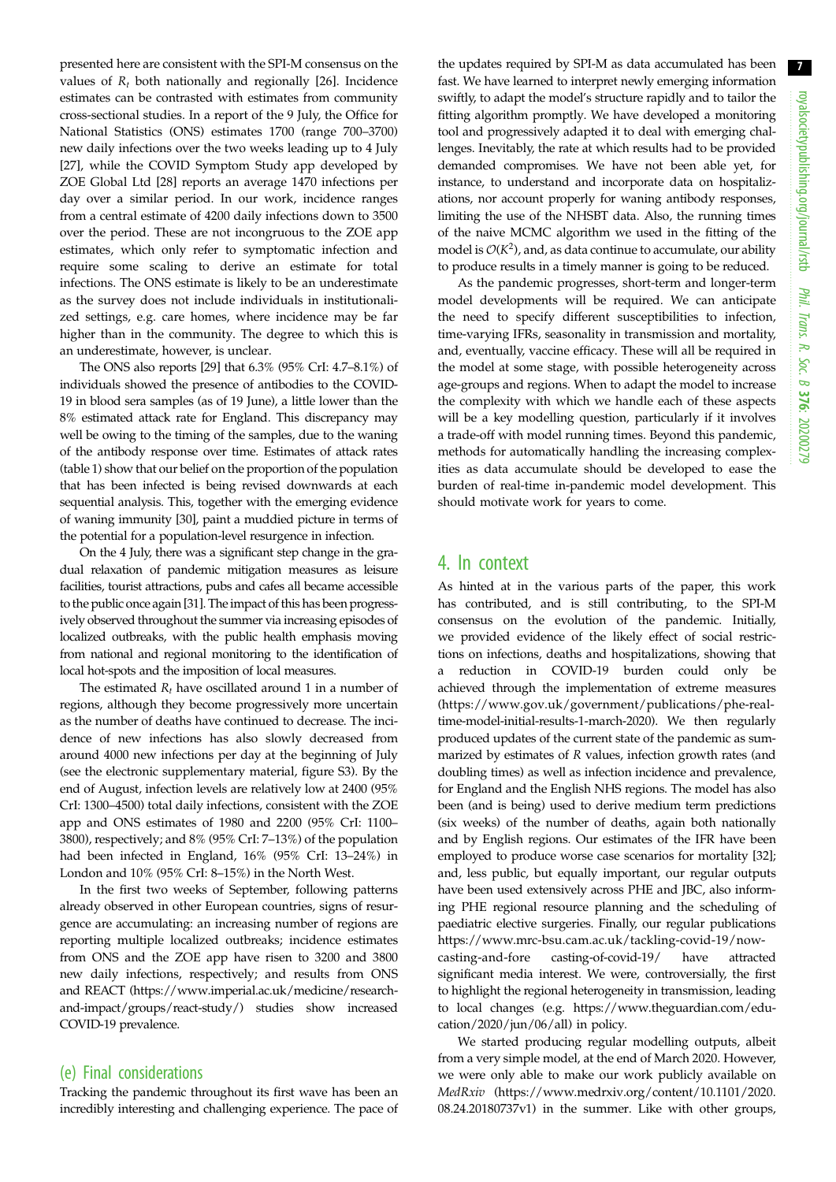presented here are consistent with the SPI-M consensus on the values of $R_t$ both nationally and regionally [26]. Incidence estimates can be contrasted with estimates from community cross-sectional studies. In a report of the 9 July, the Office for National Statistics (ONS) estimates 1700 (range 700–3700) new daily infections over the two weeks leading up to 4 July [27], while the COVID Symptom Study app developed by ZOE Global Ltd [28] reports an average 1470 infections per day over a similar period. In our work, incidence ranges from a central estimate of 4200 daily infections down to 3500 over the period. These are not incongruous to the ZOE app estimates, which only refer to symptomatic infection and require some scaling to derive an estimate for total infections. The ONS estimate is likely to be an underestimate as the survey does not include individuals in institutionalized settings, e.g. care homes, where incidence may be far higher than in the community. The degree to which this is an underestimate, however, is unclear.

The ONS also reports [29] that 6.3% (95% CrI: 4.7–8.1%) of individuals showed the presence of antibodies to the COVID-19 in blood sera samples (as of 19 June), a little lower than the 8% estimated attack rate for England. This discrepancy may well be owing to the timing of the samples, due to the waning of the antibody response over time. Estimates of attack rates (table 1) show that our belief on the proportion of the population that has been infected is being revised downwards at each sequential analysis. This, together with the emerging evidence of waning immunity [30], paint a muddied picture in terms of the potential for a population-level resurgence in infection.

On the 4 July, there was a significant step change in the gradual relaxation of pandemic mitigation measures as leisure facilities, tourist attractions, pubs and cafes all became accessible to the public once again [31]. The impact of this has been progressively observed throughout the summer via increasing episodes of localized outbreaks, with the public health emphasis moving from national and regional monitoring to the identification of local hot-spots and the imposition of local measures.

The estimated $R_t$ have oscillated around 1 in a number of regions, although they become progressively more uncertain as the number of deaths have continued to decrease. The incidence of new infections has also slowly decreased from around 4000 new infections per day at the beginning of July (see the electronic supplementary material, figure S3). By the end of August, infection levels are relatively low at 2400 (95% CrI: 1300–4500) total daily infections, consistent with the ZOE app and ONS estimates of 1980 and 2200 (95% CrI: 1100–3800), respectively; and 8% (95% CrI: 7–13%) of the population had been infected in England, 16% (95% CrI: 13–24%) in London and 10% (95% CrI: 8–15%) in the North West.

In the first two weeks of September, following patterns already observed in other European countries, signs of resurgence are accumulating: an increasing number of regions are reporting multiple localized outbreaks; incidence estimates from ONS and the ZOE app have risen to 3200 and 3800 new daily infections, respectively; and results from ONS and REACT (https://www.imperial.ac.uk/medicine/research-and-impact/groups/react-study/) studies show increased COVID-19 prevalence.

## (e) Final considerations

Tracking the pandemic throughout its first wave has been an incredibly interesting and challenging experience. The pace of the updates required by SPI-M as data accumulated has been fast. We have learned to interpret newly emerging information swiftly, to adapt the model's structure rapidly and to tailor the fitting algorithm promptly. We have developed a monitoring tool and progressively adapted it to deal with emerging challenges. Inevitably, the rate at which results had to be provided demanded compromises. We have not been able yet, for instance, to understand and incorporate data on hospitalizations, nor account properly for waning antibody responses, limiting the use of the NHSBT data. Also, the running times of the naive MCMC algorithm we used in the fitting of the model is $\mathcal{O}(K^2)$, and, as data continue to accumulate, our ability to produce results in a timely manner is going to be reduced.

As the pandemic progresses, short-term and longer-term model developments will be required. We can anticipate the need to specify different susceptibilities to infection, time-varying IFRs, seasonality in transmission and mortality, and, eventually, vaccine efficacy. These will all be required in the model at some stage, with possible heterogeneity across age-groups and regions. When to adapt the model to increase the complexity with which we handle each of these aspects will be a key modelling question, particularly if it involves a trade-off with model running times. Beyond this pandemic, methods for automatically handling the increasing complexities as data accumulate should be developed to ease the burden of real-time in-pandemic model development. This should motivate work for years to come.

# 4. In context

As hinted at in the various parts of the paper, this work has contributed, and is still contributing, to the SPI-M consensus on the evolution of the pandemic. Initially, we provided evidence of the likely effect of social restrictions on infections, deaths and hospitalizations, showing that a reduction in COVID-19 burden could only be achieved through the implementation of extreme measures (https://www.gov.uk/government/publications/phe-real-time-model-initial-results-1-march-2020). We then regularly produced updates of the current state of the pandemic as summarized by estimates of $R$ values, infection growth rates (and doubling times) as well as infection incidence and prevalence, for England and the English NHS regions. The model has also been (and is being) used to derive medium term predictions (six weeks) of the number of deaths, again both nationally and by English regions. Our estimates of the IFR have been employed to produce worse case scenarios for mortality [32]; and, less public, but equally important, our regular outputs have been used extensively across PHE and JBC, also informing PHE regional resource planning and the scheduling of paediatric elective surgeries. Finally, our regular publications https://www.mrc-bsu.cam.ac.uk/tackling-covid-19/nowcasting-and-fore casting-of-covid-19/ have attracted significant media interest. We were, controversially, the first to highlight the regional heterogeneity in transmission, leading to local changes (e.g. https://www.theguardian.com/education/2020/jun/06/all) in policy.

We started producing regular modelling outputs, albeit from a very simple model, at the end of March 2020. However, we were only able to make our work publicly available on *MedRxiv* (https://www.medrxiv.org/content/10.1101/2020.08.24.20180737v1) in the summer. Like with other groups,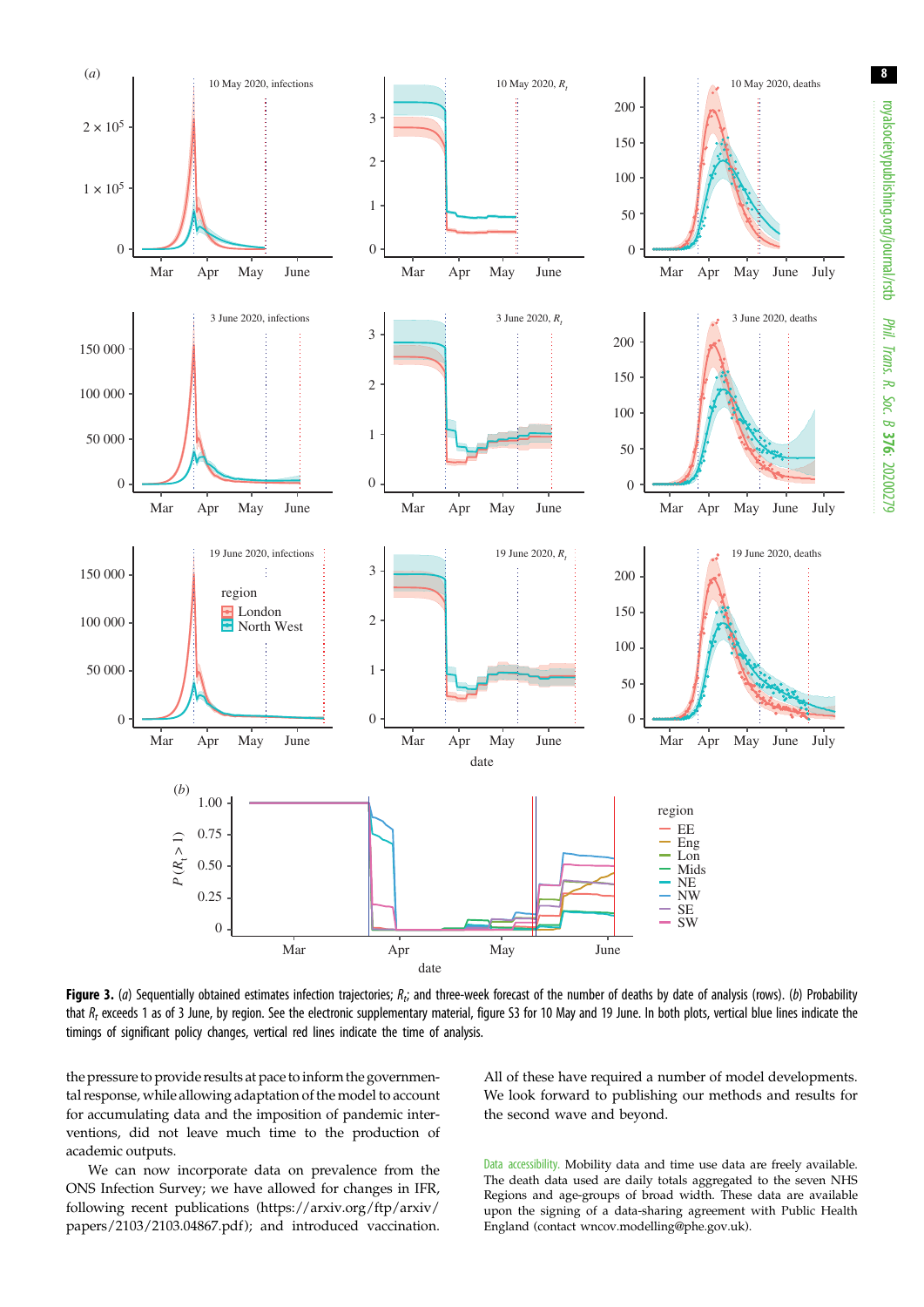**Figure 3.** (*a*) Sequentially obtained estimates infection trajectories; $R_t$; and three-week forecast of the number of deaths by date of analysis (rows). (*b*) Probability that $R_t$ exceeds 1 as of 3 June, by region. See the electronic supplementary material, figure S3 for 10 May and 19 June. In both plots, vertical blue lines indicate the timings of significant policy changes, vertical red lines indicate the time of analysis.

the pressure to provide results at pace to inform the governmental response, while allowing adaptation of the model to account for accumulating data and the imposition of pandemic interventions, did not leave much time to the production of academic outputs.

We can now incorporate data on prevalence from the ONS Infection Survey; we have allowed for changes in IFR, following recent publications (https://arxiv.org/ftp/arxiv/papers/2103/2103.04867.pdf); and introduced vaccination. All of these have required a number of model developments. We look forward to publishing our methods and results for the second wave and beyond.

Data accessibility. Mobility data and time use data are freely available. The death data used are daily totals aggregated to the seven NHS Regions and age-groups of broad width. These data are available upon the signing of a data-sharing agreement with Public Health England (contact wncov.modelling@phe.gov.uk).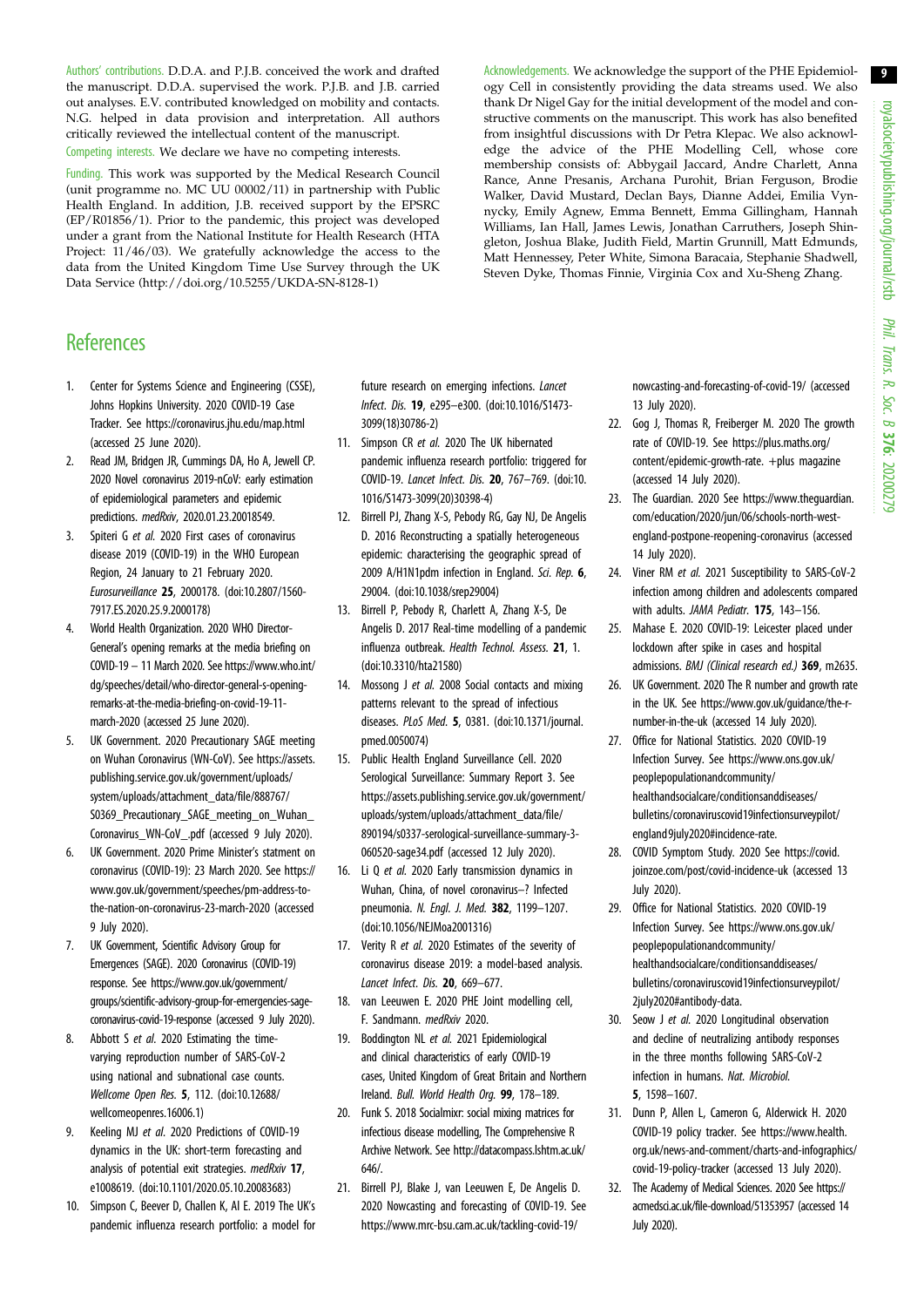Authors' contributions. D.D.A. and P.J.B. conceived the work and drafted the manuscript. D.D.A. supervised the work. P.J.B. and J.B. carried out analyses. E.V. contributed knowledged on mobility and contacts. N.G. helped in data provision and interpretation. All authors critically reviewed the intellectual content of the manuscript.

Competing interests. We declare we have no competing interests.

Funding. This work was supported by the Medical Research Council (unit programme no. MC UU 00002/11) in partnership with Public Health England. In addition, J.B. received support by the EPSRC (EP/R01856/1). Prior to the pandemic, this project was developed under a grant from the National Institute for Health Research (HTA Project: 11/46/03). We gratefully acknowledge the access to the data from the United Kingdom Time Use Survey through the UK Data Service (http://doi.org/10.5255/UKDA-SN-8128-1)

Acknowledgements. We acknowledge the support of the PHE Epidemiology Cell in consistently providing the data streams used. We also thank Dr Nigel Gay for the initial development of the model and constructive comments on the manuscript. This work has also benefited from insightful discussions with Dr Petra Klepac. We also acknowledge the advice of the PHE Modelling Cell, whose core membership consists of: Abbygail Jaccard, Andre Charlett, Anna Rance, Anne Presanis, Archana Purohit, Brian Ferguson, Brodie Walker, David Mustard, Declan Bays, Dianne Addei, Emilia Vynnycky, Emily Agnew, Emma Bennett, Emma Gillingham, Hannah Williams, Ian Hall, James Lewis, Jonathan Carruthers, Joseph Shingleton, Joshua Blake, Judith Field, Martin Grunnill, Matt Edmunds, Matt Hennessey, Peter White, Simona Baracaia, Stephanie Shadwell, Steven Dyke, Thomas Finnie, Virginia Cox and Xu-Sheng Zhang.

# References

1. Center for Systems Science and Engineering (CSSE), Johns Hopkins University. 2020 COVID-19 Case Tracker. See https://coronavirus.jhu.edu/map.html (accessed 25 June 2020).
2. Read JM, Bridgen JR, Cummings DA, Ho A, Jewell CP. 2020 Novel coronavirus 2019-nCoV: early estimation of epidemiological parameters and epidemic predictions. *medRxiv*, 2020.01.23.20018549.
3. Spiteri G *et al.* 2020 First cases of coronavirus disease 2019 (COVID-19) in the WHO European Region, 24 January to 21 February 2020. *Eurosurveillance* **25**, 2000178. (doi:10.2807/1560-7917.ES.2020.25.9.2000178)
4. World Health Organization. 2020 WHO Director-General's opening remarks at the media briefing on COVID-19 – 11 March 2020. See https://www.who.int/dg/speeches/detail/who-director-general-s-opening-remarks-at-the-media-briefing-on-covid-19-11-march-2020 (accessed 25 June 2020).
5. UK Government. 2020 Precautionary SAGE meeting on Wuhan Coronavirus (WN-CoV). See https://assets.publishing.service.gov.uk/government/uploads/system/uploads/attachment_data/file/888767/S0369_Precautionary_SAGE_meeting_on_Wuhan_Coronavirus_WN-CoV_.pdf (accessed 9 July 2020).
6. UK Government. 2020 Prime Minister's statment on coronavirus (COVID-19): 23 March 2020. See https://www.gov.uk/government/speeches/pm-address-to-the-nation-on-coronavirus-23-march-2020 (accessed 9 July 2020).
7. UK Government, Scientific Advisory Group for Emergences (SAGE). 2020 Coronavirus (COVID-19) response. See https://www.gov.uk/government/groups/scientific-advisory-group-for-emergencies-sage-coronavirus-covid-19-response (accessed 9 July 2020).
8. Abbott S *et al.* 2020 Estimating the time-varying reproduction number of SARS-CoV-2 using national and subnational case counts. *Wellcome Open Res.* **5**, 112. (doi:10.12688/wellcomeopenres.16006.1)
9. Keeling MJ *et al.* 2020 Predictions of COVID-19 dynamics in the UK: short-term forecasting and analysis of potential exit strategies. *medRxiv* **17**, e1008619. (doi:10.1101/2020.05.10.20083683)
10. Simpson C, Beever D, Challen K, Al E. 2019 The UK's pandemic influenza research portfolio: a model for future research on emerging infections. *Lancet Infect. Dis.* **19**, e295–e300. (doi:10.1016/S1473-3099(18)30786-2)
11. Simpson CR *et al.* 2020 The UK hibernated pandemic influenza research portfolio: triggered for COVID-19. *Lancet Infect. Dis.* **20**, 767–769. (doi:10.1016/S1473-3099(20)30398-4)
12. Birrell PJ, Zhang X-S, Pebody RG, Gay NJ, De Angelis D. 2016 Reconstructing a spatially heterogeneous epidemic: characterising the geographic spread of 2009 A/H1N1pdm infection in England. *Sci. Rep.* **6**, 29004. (doi:10.1038/srep29004)
13. Birrell P, Pebody R, Charlett A, Zhang X-S, De Angelis D. 2017 Real-time modelling of a pandemic influenza outbreak. *Health Technol. Assess.* **21**, 1. (doi:10.3310/hta21580)
14. Mossong J *et al.* 2008 Social contacts and mixing patterns relevant to the spread of infectious diseases. *PLoS Med.* **5**, 0381. (doi:10.1371/journal.pmed.0050074)
15. Public Health England Surveillance Cell. 2020 Serological Surveillance: Summary Report 3. See https://assets.publishing.service.gov.uk/government/uploads/system/uploads/attachment_data/file/890194/s0337-serological-surveillance-summary-3-060520-sage34.pdf (accessed 12 July 2020).
16. Li Q *et al.* 2020 Early transmission dynamics in Wuhan, China, of novel coronavirus–? Infected pneumonia. *N. Engl. J. Med.* **382**, 1199–1207. (doi:10.1056/NEJMoa2001316)
17. Verity R *et al.* 2020 Estimates of the severity of coronavirus disease 2019: a model-based analysis. *Lancet Infect. Dis.* **20**, 669–677.
18. van Leeuwen E. 2020 PHE Joint modelling cell, F. Sandmann. *medRxiv* 2020.
19. Boddington NL *et al.* 2021 Epidemiological and clinical characteristics of early COVID-19 cases, United Kingdom of Great Britain and Northern Ireland. *Bull. World Health Org.* **99**, 178–189.
20. Funk S. 2018 Socialmixr: social mixing matrices for infectious disease modelling, The Comprehensive R Archive Network. See http://datacompass.lshtm.ac.uk/646/.
21. Birrell PJ, Blake J, van Leeuwen E, De Angelis D. 2020 Nowcasting and forecasting of COVID-19. See https://www.mrc-bsu.cam.ac.uk/tackling-covid-19/nowcasting-and-forecasting-of-covid-19/ (accessed 13 July 2020).
22. Gog J, Thomas R, Freiberger M. 2020 The growth rate of COVID-19. See https://plus.maths.org/content/epidemic-growth-rate. +plus magazine (accessed 14 July 2020).
23. The Guardian. 2020 See https://www.theguardian.com/education/2020/jun/06/schools-north-west-england-postpone-reopening-coronavirus (accessed 14 July 2020).
24. Viner RM *et al.* 2021 Susceptibility to SARS-CoV-2 infection among children and adolescents compared with adults. *JAMA Pediatr.* **175**, 143–156.
25. Mahase E. 2020 COVID-19: Leicester placed under lockdown after spike in cases and hospital admissions. *BMJ (Clinical research ed.)* **369**, m2635.
26. UK Government. 2020 The R number and growth rate in the UK. See https://www.gov.uk/guidance/the-r-number-in-the-uk (accessed 14 July 2020).
27. Office for National Statistics. 2020 COVID-19 Infection Survey. See https://www.ons.gov.uk/peoplepopulationandcommunity/healthandsocialcare/conditionsanddiseases/bulletins/coronaviruscovid19infectionsurveypilot/england9july2020#incidence-rate.
28. COVID Symptom Study. 2020 See https://covid.joinzoe.com/post/covid-incidence-uk (accessed 13 July 2020).
29. Office for National Statistics. 2020 COVID-19 Infection Survey. See https://www.ons.gov.uk/peoplepopulationandcommunity/healthandsocialcare/conditionsanddiseases/bulletins/coronaviruscovid19infectionsurveypilot/2july2020#antibody-data.
30. Seow J *et al.* 2020 Longitudinal observation and decline of neutralizing antibody responses in the three months following SARS-CoV-2 infection in humans. *Nat. Microbiol.* **5**, 1598–1607.
31. Dunn P, Allen L, Cameron G, Alderwick H. 2020 COVID-19 policy tracker. See https://www.health.org.uk/news-and-comment/charts-and-infographics/covid-19-policy-tracker (accessed 13 July 2020).
32. The Academy of Medical Sciences. 2020 See https://acmedsci.ac.uk/file-download/51353957 (accessed 14 July 2020).